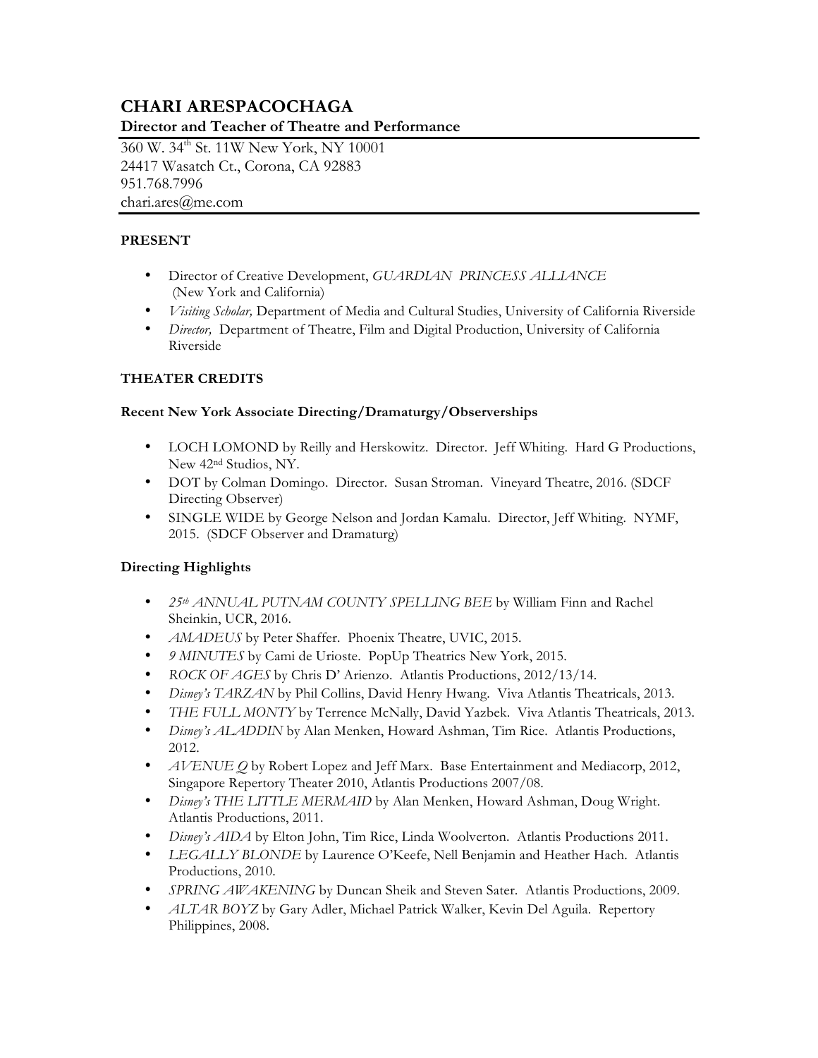# CHARI ARESPACOCHAGA

**Director and Teacher of Theatre and Performance**

360 W. 34th St. 11W New York, NY 10001
24417 Wasatch Ct., Corona, CA 92883
951.768.7996
chari.ares@me.com

## PRESENT

- Director of Creative Development, *GUARDIAN PRINCESS ALLIANCE* (New York and California)
- *Visiting Scholar,* Department of Media and Cultural Studies, University of California Riverside
- *Director,* Department of Theatre, Film and Digital Production, University of California Riverside

## THEATER CREDITS

### Recent New York Associate Directing/Dramaturgy/Observerships

- LOCH LOMOND by Reilly and Herskowitz. Director. Jeff Whiting. Hard G Productions, New 42nd Studios, NY.
- DOT by Colman Domingo. Director. Susan Stroman. Vineyard Theatre, 2016. (SDCF Directing Observer)
- SINGLE WIDE by George Nelson and Jordan Kamalu. Director, Jeff Whiting. NYMF, 2015. (SDCF Observer and Dramaturg)

### Directing Highlights

- *25th ANNUAL PUTNAM COUNTY SPELLING BEE* by William Finn and Rachel Sheinkin, UCR, 2016.
- *AMADEUS* by Peter Shaffer. Phoenix Theatre, UVIC, 2015.
- *9 MINUTES* by Cami de Urioste. PopUp Theatrics New York, 2015.
- *ROCK OF AGES* by Chris D' Arienzo. Atlantis Productions, 2012/13/14.
- *Disney's TARZAN* by Phil Collins, David Henry Hwang. Viva Atlantis Theatricals, 2013.
- *THE FULL MONTY* by Terrence McNally, David Yazbek. Viva Atlantis Theatricals, 2013.
- *Disney's ALADDIN* by Alan Menken, Howard Ashman, Tim Rice. Atlantis Productions, 2012.
- *AVENUE Q* by Robert Lopez and Jeff Marx. Base Entertainment and Mediacorp, 2012, Singapore Repertory Theater 2010, Atlantis Productions 2007/08.
- *Disney's THE LITTLE MERMAID* by Alan Menken, Howard Ashman, Doug Wright. Atlantis Productions, 2011.
- *Disney's AIDA* by Elton John, Tim Rice, Linda Woolverton. Atlantis Productions 2011.
- *LEGALLY BLONDE* by Laurence O'Keefe, Nell Benjamin and Heather Hach. Atlantis Productions, 2010.
- *SPRING AWAKENING* by Duncan Sheik and Steven Sater. Atlantis Productions, 2009.
- *ALTAR BOYZ* by Gary Adler, Michael Patrick Walker, Kevin Del Aguila. Repertory Philippines, 2008.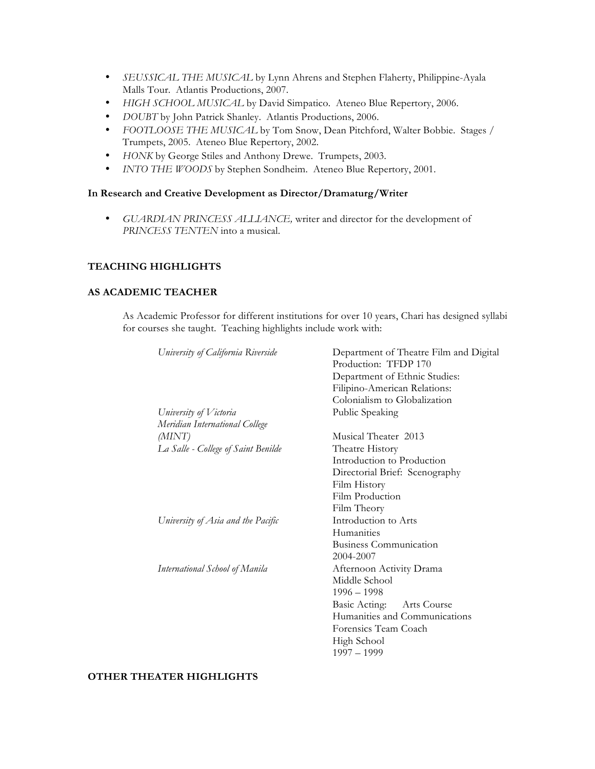- *SEUSSICAL THE MUSICAL* by Lynn Ahrens and Stephen Flaherty, Philippine-Ayala Malls Tour. Atlantis Productions, 2007.
- *HIGH SCHOOL MUSICAL* by David Simpatico. Ateneo Blue Repertory, 2006.
- *DOUBT* by John Patrick Shanley. Atlantis Productions, 2006.
- *FOOTLOOSE THE MUSICAL* by Tom Snow, Dean Pitchford, Walter Bobbie. Stages / Trumpets, 2005. Ateneo Blue Repertory, 2002.
- *HONK* by George Stiles and Anthony Drewe. Trumpets, 2003.
- *INTO THE WOODS* by Stephen Sondheim. Ateneo Blue Repertory, 2001.

**In Research and Creative Development as Director/Dramaturg/Writer**

- *GUARDIAN PRINCESS ALLIANCE,* writer and director for the development of *PRINCESS TENTEN* into a musical.

## TEACHING HIGHLIGHTS

## AS ACADEMIC TEACHER

As Academic Professor for different institutions for over 10 years, Chari has designed syllabi for courses she taught. Teaching highlights include work with:

| | |
|---|---|
| *University of California Riverside* | Department of Theatre Film and Digital Production: TFDP 170<br>Department of Ethnic Studies: Filipino-American Relations: Colonialism to Globalization |
| *University of Victoria* | Public Speaking |
| *Meridian International College (MINT)* | Musical Theater 2013 |
| *La Salle - College of Saint Benilde* | Theatre History<br>Introduction to Production<br>Directorial Brief: Scenography<br>Film History<br>Film Production<br>Film Theory |
| *University of Asia and the Pacific* | Introduction to Arts<br>Humanities<br>Business Communication<br>2004-2007 |
| *International School of Manila* | Afternoon Activity Drama<br>Middle School<br>1996 – 1998<br>Basic Acting: Arts Course<br>Humanities and Communications<br>Forensics Team Coach<br>High School<br>1997 – 1999 |

## OTHER THEATER HIGHLIGHTS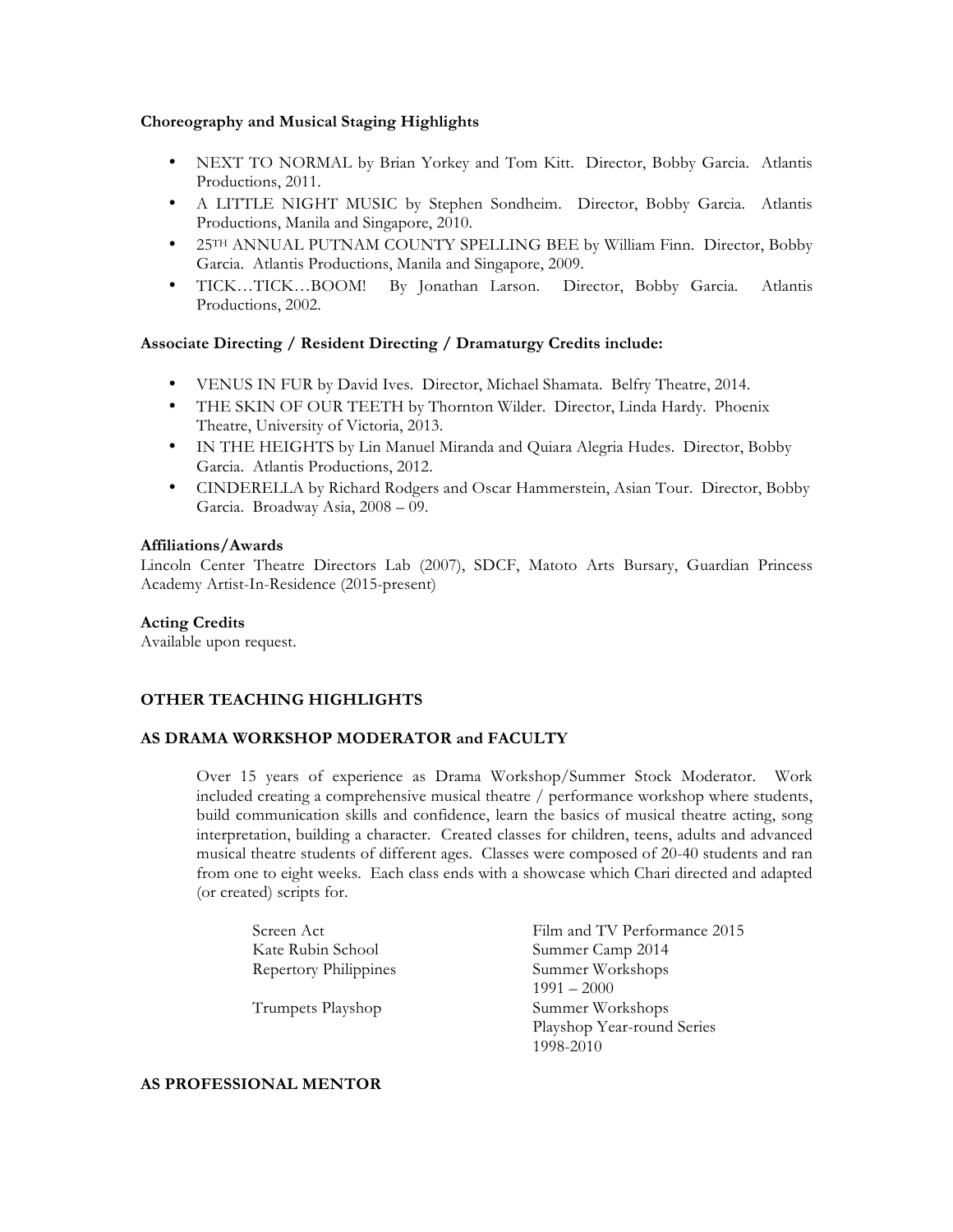**Choreography and Musical Staging Highlights**

- NEXT TO NORMAL by Brian Yorkey and Tom Kitt. Director, Bobby Garcia. Atlantis Productions, 2011.
- A LITTLE NIGHT MUSIC by Stephen Sondheim. Director, Bobby Garcia. Atlantis Productions, Manila and Singapore, 2010.
- 25TH ANNUAL PUTNAM COUNTY SPELLING BEE by William Finn. Director, Bobby Garcia. Atlantis Productions, Manila and Singapore, 2009.
- TICK…TICK…BOOM! By Jonathan Larson. Director, Bobby Garcia. Atlantis Productions, 2002.

**Associate Directing / Resident Directing / Dramaturgy Credits include:**

- VENUS IN FUR by David Ives. Director, Michael Shamata. Belfry Theatre, 2014.
- THE SKIN OF OUR TEETH by Thornton Wilder. Director, Linda Hardy. Phoenix Theatre, University of Victoria, 2013.
- IN THE HEIGHTS by Lin Manuel Miranda and Quiara Alegria Hudes. Director, Bobby Garcia. Atlantis Productions, 2012.
- CINDERELLA by Richard Rodgers and Oscar Hammerstein, Asian Tour. Director, Bobby Garcia. Broadway Asia, 2008 – 09.

**Affiliations/Awards**

Lincoln Center Theatre Directors Lab (2007), SDCF, Matoto Arts Bursary, Guardian Princess Academy Artist-In-Residence (2015-present)

**Acting Credits**

Available upon request.

## OTHER TEACHING HIGHLIGHTS

### AS DRAMA WORKSHOP MODERATOR and FACULTY

Over 15 years of experience as Drama Workshop/Summer Stock Moderator. Work included creating a comprehensive musical theatre / performance workshop where students, build communication skills and confidence, learn the basics of musical theatre acting, song interpretation, building a character. Created classes for children, teens, adults and advanced musical theatre students of different ages. Classes were composed of 20-40 students and ran from one to eight weeks. Each class ends with a showcase which Chari directed and adapted (or created) scripts for.

| | |
|---|---|
| Screen Act | Film and TV Performance 2015 |
| Kate Rubin School | Summer Camp 2014 |
| Repertory Philippines | Summer Workshops 1991 – 2000 |
| Trumpets Playshop | Summer Workshops Playshop Year-round Series 1998-2010 |

### AS PROFESSIONAL MENTOR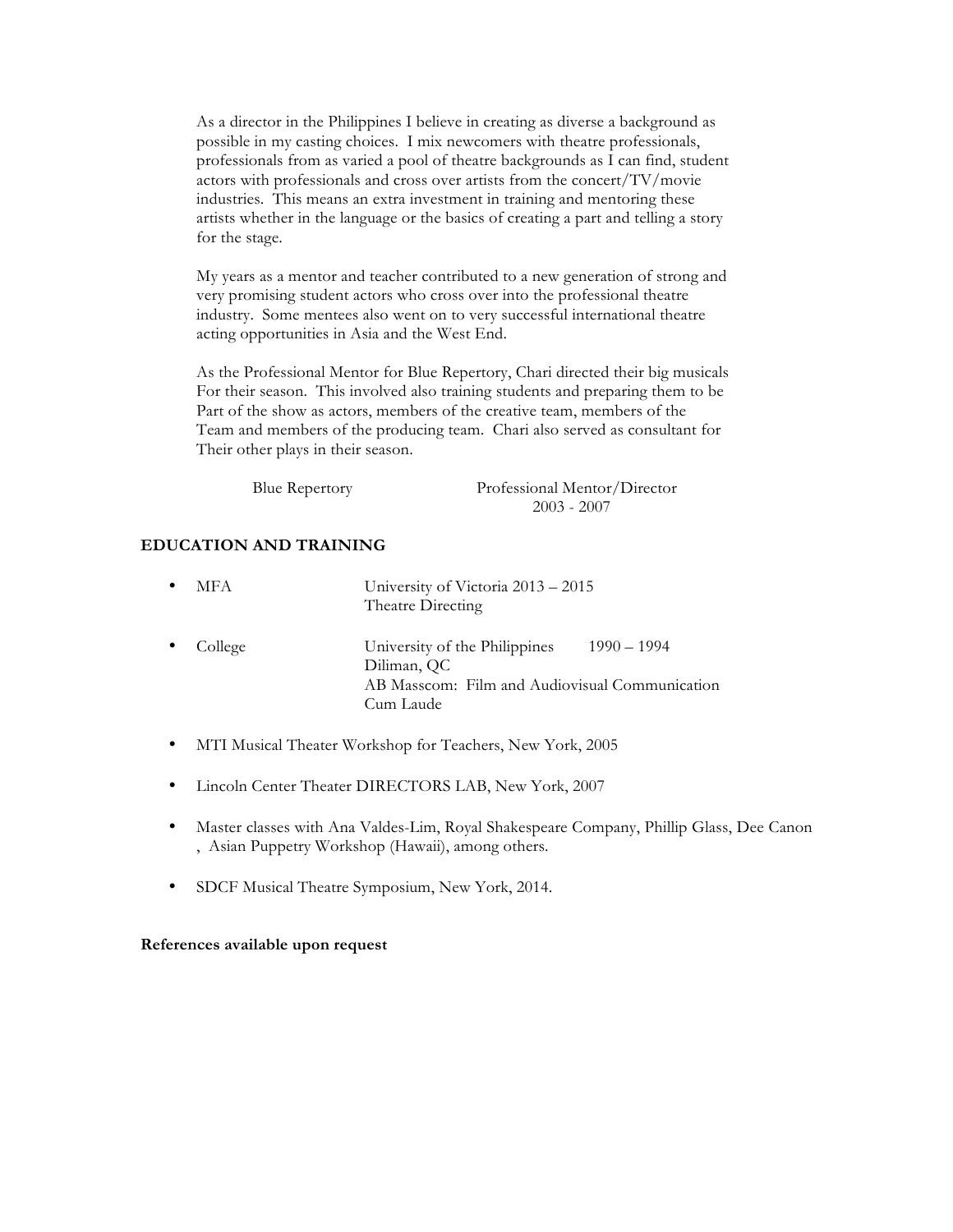As a director in the Philippines I believe in creating as diverse a background as possible in my casting choices. I mix newcomers with theatre professionals, professionals from as varied a pool of theatre backgrounds as I can find, student actors with professionals and cross over artists from the concert/TV/movie industries. This means an extra investment in training and mentoring these artists whether in the language or the basics of creating a part and telling a story for the stage.

My years as a mentor and teacher contributed to a new generation of strong and very promising student actors who cross over into the professional theatre industry. Some mentees also went on to very successful international theatre acting opportunities in Asia and the West End.

As the Professional Mentor for Blue Repertory, Chari directed their big musicals For their season. This involved also training students and preparing them to be Part of the show as actors, members of the creative team, members of the Team and members of the producing team. Chari also served as consultant for Their other plays in their season.

Blue Repertory — Professional Mentor/Director
2003 - 2007

## EDUCATION AND TRAINING

- MFA — University of Victoria 2013 – 2015
  Theatre Directing
- College — University of the Philippines 1990 – 1994
  Diliman, QC
  AB Masscom: Film and Audiovisual Communication
  Cum Laude
- MTI Musical Theater Workshop for Teachers, New York, 2005
- Lincoln Center Theater DIRECTORS LAB, New York, 2007
- Master classes with Ana Valdes-Lim, Royal Shakespeare Company, Phillip Glass, Dee Canon , Asian Puppetry Workshop (Hawaii), among others.
- SDCF Musical Theatre Symposium, New York, 2014.

**References available upon request**